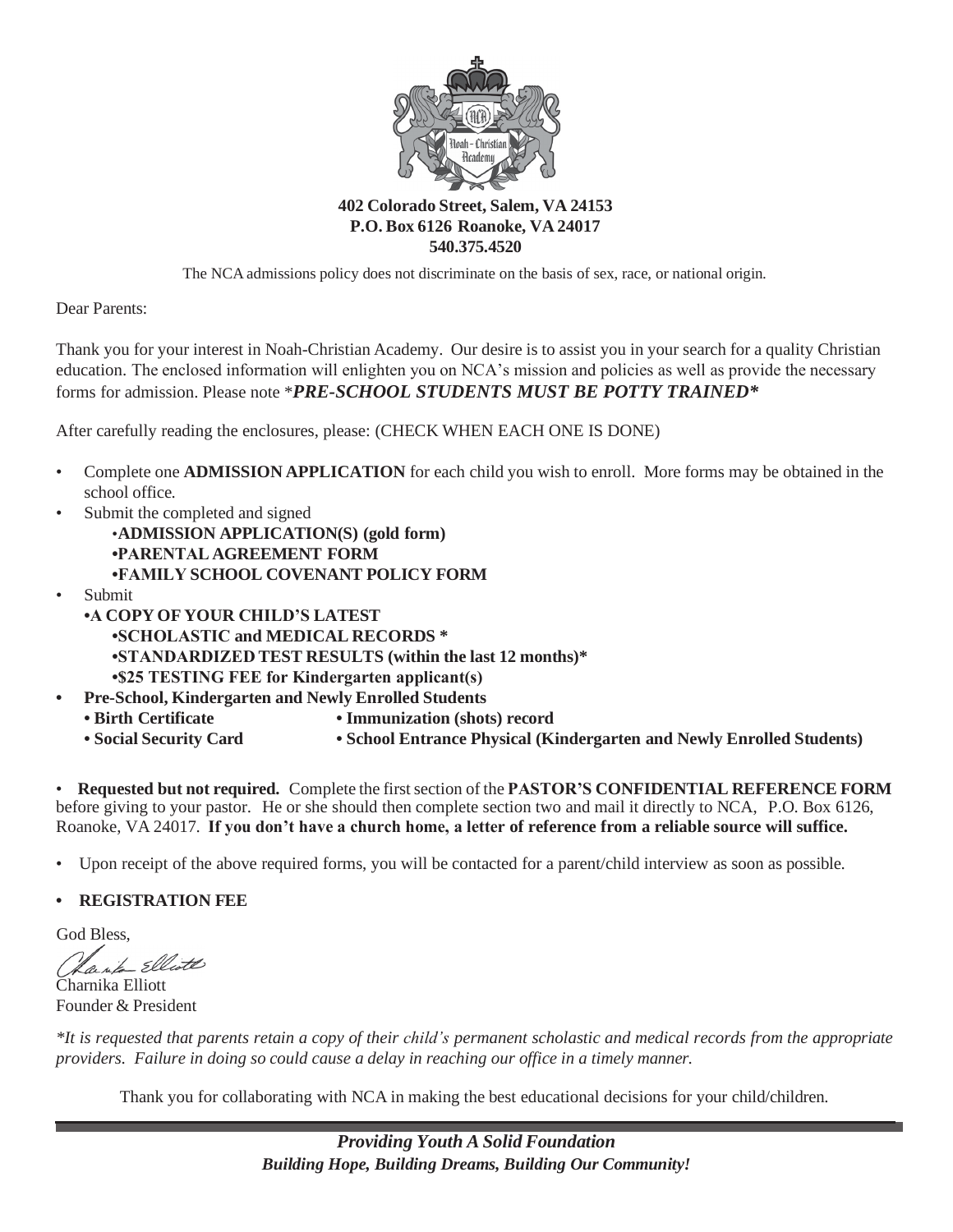**402 Colorado Street, Salem, VA 24153**
**P.O. Box 6126 Roanoke, VA 24017**
**540.375.4520**

The NCA admissions policy does not discriminate on the basis of sex, race, or national origin.

Dear Parents:

Thank you for your interest in Noah-Christian Academy. Our desire is to assist you in your search for a quality Christian education. The enclosed information will enlighten you on NCA's mission and policies as well as provide the necessary forms for admission. Please note *\*PRE-SCHOOL STUDENTS MUST BE POTTY TRAINED\**

After carefully reading the enclosures, please: (CHECK WHEN EACH ONE IS DONE)

- Complete one **ADMISSION APPLICATION** for each child you wish to enroll. More forms may be obtained in the school office.
- Submit the completed and signed
  - **ADMISSION APPLICATION(S) (gold form)**
  - **PARENTAL AGREEMENT FORM**
  - **FAMILY SCHOOL COVENANT POLICY FORM**
- Submit
  - **A COPY OF YOUR CHILD'S LATEST**
    - **SCHOLASTIC and MEDICAL RECORDS \***
    - **STANDARDIZED TEST RESULTS (within the last 12 months)\***
    - **$25 TESTING FEE for Kindergarten applicant(s)**
- **Pre-School, Kindergarten and Newly Enrolled Students**
  - **Birth Certificate**
  - **Immunization (shots) record**
  - **Social Security Card**
  - **School Entrance Physical (Kindergarten and Newly Enrolled Students)**

- **Requested but not required.** Complete the first section of the **PASTOR'S CONFIDENTIAL REFERENCE FORM** before giving to your pastor. He or she should then complete section two and mail it directly to NCA, P.O. Box 6126, Roanoke, VA 24017. **If you don't have a church home, a letter of reference from a reliable source will suffice.**

- Upon receipt of the above required forms, you will be contacted for a parent/child interview as soon as possible.

- **REGISTRATION FEE**

God Bless,

Charnika Elliott
Founder & President

*\*It is requested that parents retain a copy of their child's permanent scholastic and medical records from the appropriate providers. Failure in doing so could cause a delay in reaching our office in a timely manner.*

Thank you for collaborating with NCA in making the best educational decisions for your child/children.

***Providing Youth A Solid Foundation***
***Building Hope, Building Dreams, Building Our Community!***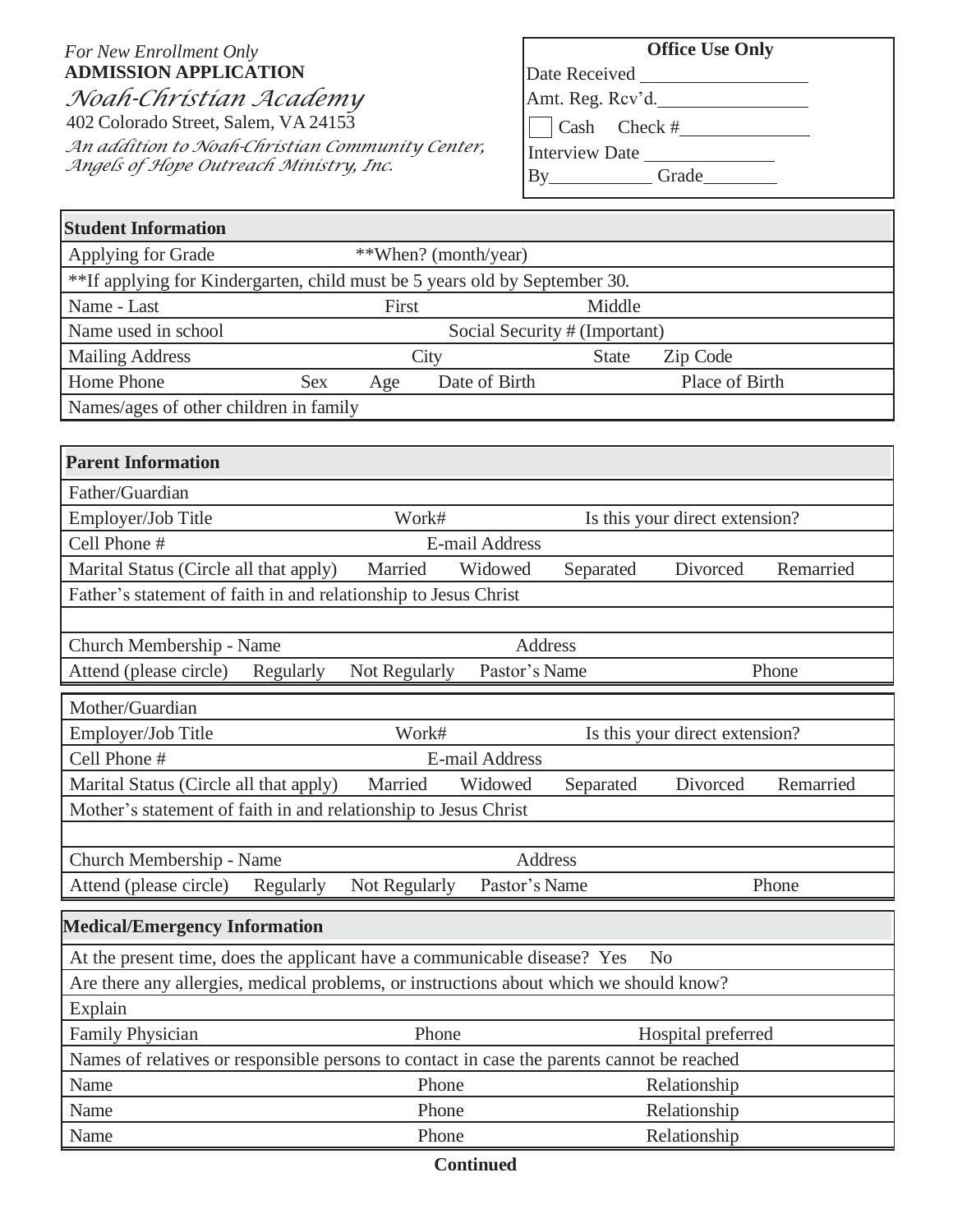*For New Enrollment Only*
**ADMISSION APPLICATION**
*Noah-Christian Academy*
402 Colorado Street, Salem, VA 24153
*An addition to Noah-Christian Community Center, Angels of Hope Outreach Ministry, Inc.*

| Office Use Only |
|---|
| Date Received ______________ |
| Amt. Reg. Rcv'd. ______________ |
| ☐ Cash  Check # ______________ |
| Interview Date ______________ |
| By __________ Grade ________ |

| **Student Information** | | | | | |
|---|---|---|---|---|---|
| Applying for Grade | **When? (month/year) | | | | |
| **If applying for Kindergarten, child must be 5 years old by September 30. | | | | | |
| Name - Last | First | | Middle | | |
| Name used in school | Social Security # (Important) | | | | |
| Mailing Address | City | | State | Zip Code | |
| Home Phone | Sex | Age | Date of Birth | Place of Birth | |
| Names/ages of other children in family | | | | | |

| **Parent Information** | | | | | |
|---|---|---|---|---|---|
| Father/Guardian | | | | | |
| Employer/Job Title | Work# | | Is this your direct extension? | | |
| Cell Phone # | E-mail Address | | | | |
| Marital Status (Circle all that apply) | Married | Widowed | Separated | Divorced | Remarried |
| Father's statement of faith in and relationship to Jesus Christ | | | | | |
| | | | | | |
| Church Membership - Name | Address | | | | |
| Attend (please circle) | Regularly | Not Regularly | Pastor's Name | | Phone |
| Mother/Guardian | | | | | |
| Employer/Job Title | Work# | | Is this your direct extension? | | |
| Cell Phone # | E-mail Address | | | | |
| Marital Status (Circle all that apply) | Married | Widowed | Separated | Divorced | Remarried |
| Mother's statement of faith in and relationship to Jesus Christ | | | | | |
| | | | | | |
| Church Membership - Name | Address | | | | |
| Attend (please circle) | Regularly | Not Regularly | Pastor's Name | | Phone |

| **Medical/Emergency Information** | | |
|---|---|---|
| At the present time, does the applicant have a communicable disease? Yes No | | |
| Are there any allergies, medical problems, or instructions about which we should know? | | |
| Explain | | |
| Family Physician | Phone | Hospital preferred |
| Names of relatives or responsible persons to contact in case the parents cannot be reached | | |
| Name | Phone | Relationship |
| Name | Phone | Relationship |
| Name | Phone | Relationship |

**Continued**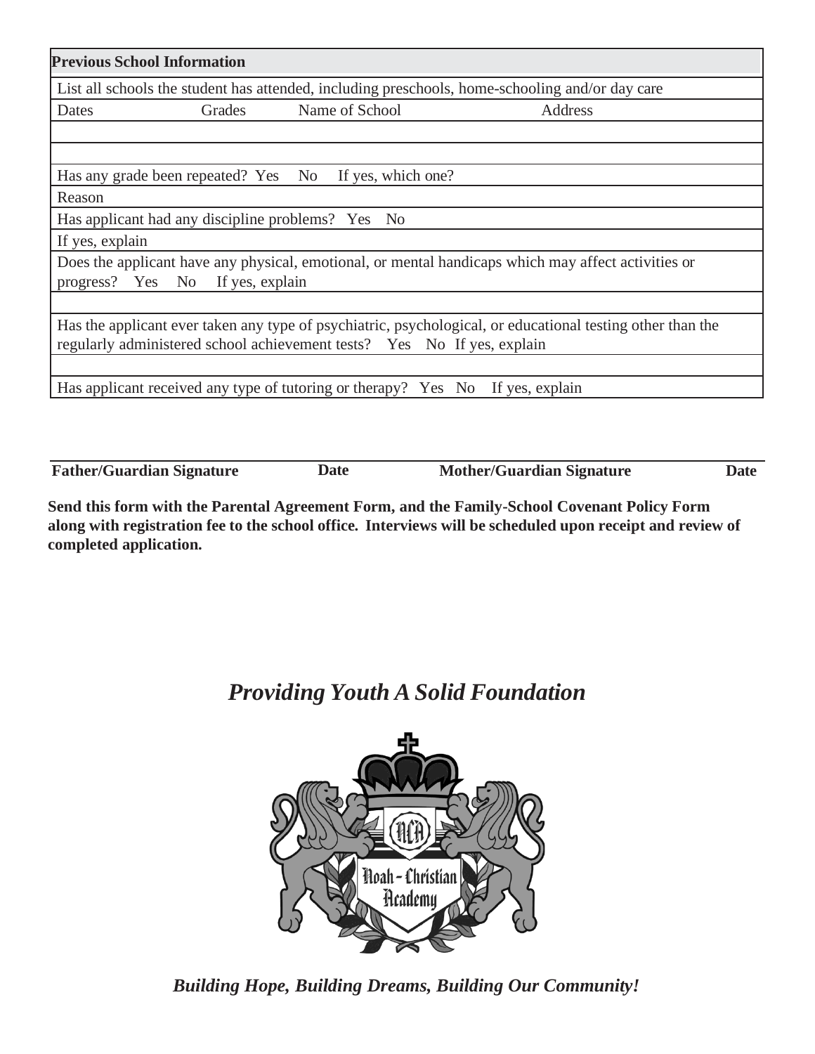| **Previous School Information** | | | |
|---|---|---|---|
| List all schools the student has attended, including preschools, home-schooling and/or day care | | | |
| Dates | Grades | Name of School | Address |
| | | | |
| | | | |
| Has any grade been repeated? Yes No If yes, which one? | | | |
| Reason | | | |
| Has applicant had any discipline problems? Yes No | | | |
| If yes, explain | | | |
| Does the applicant have any physical, emotional, or mental handicaps which may affect activities or progress? Yes No If yes, explain | | | |
| | | | |
| Has the applicant ever taken any type of psychiatric, psychological, or educational testing other than the regularly administered school achievement tests? Yes No If yes, explain | | | |
| | | | |
| Has applicant received any type of tutoring or therapy? Yes No If yes, explain | | | |

**Father/Guardian Signature** **Date** **Mother/Guardian Signature** **Date**

**Send this form with the Parental Agreement Form, and the Family-School Covenant Policy Form along with registration fee to the school office. Interviews will be scheduled upon receipt and review of completed application.**

***Providing Youth A Solid Foundation***

Noah-Christian Academy

***Building Hope, Building Dreams, Building Our Community!***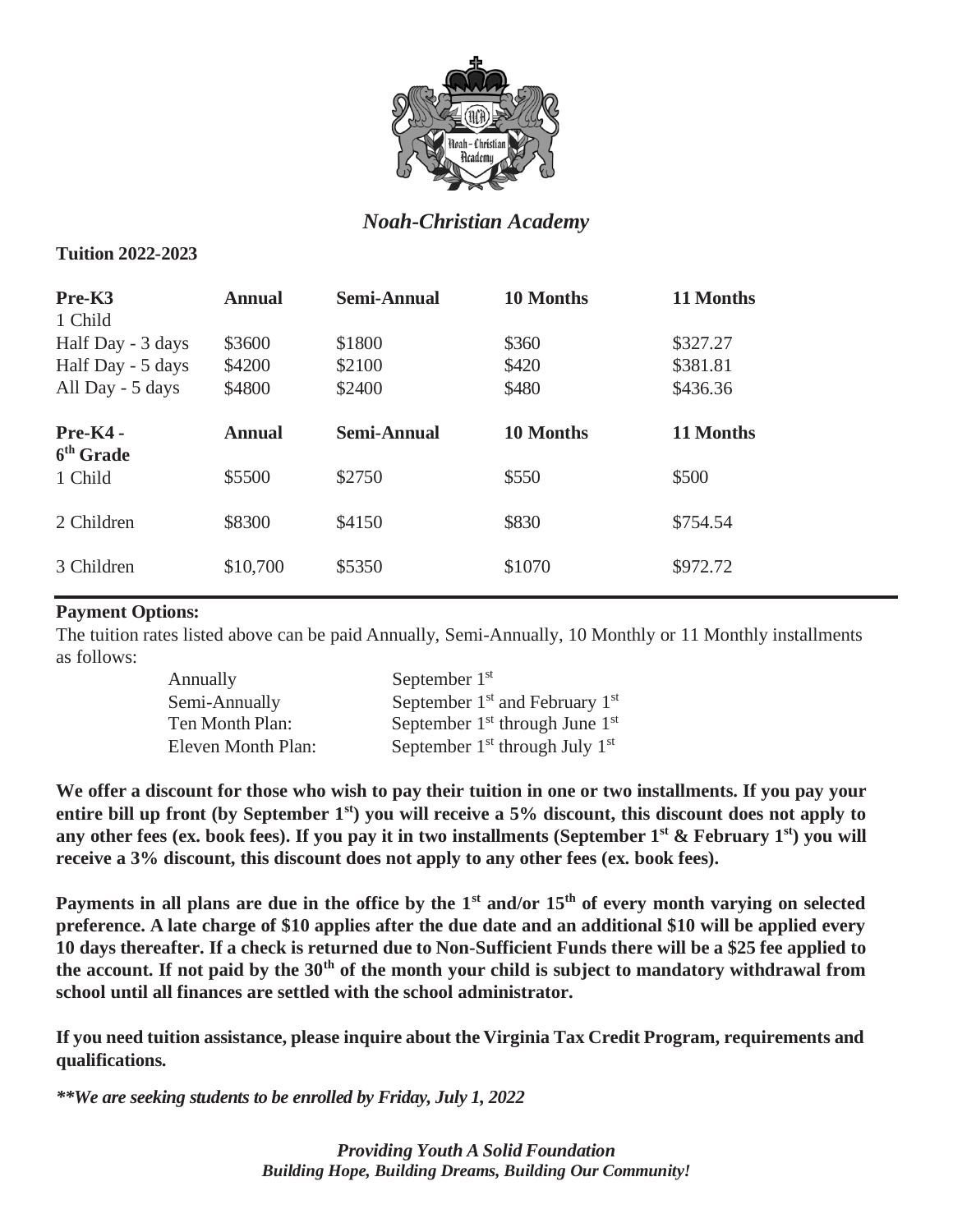# *Noah-Christian Academy*

**Tuition 2022-2023**

| **Pre-K3** | **Annual** | **Semi-Annual** | **10 Months** | **11 Months** |
|---|---|---|---|---|
| 1 Child | | | | |
| Half Day - 3 days | \$3600 | \$1800 | \$360 | \$327.27 |
| Half Day - 5 days | \$4200 | \$2100 | \$420 | \$381.81 |
| All Day - 5 days | \$4800 | \$2400 | \$480 | \$436.36 |

| **Pre-K4 - 6th Grade** | **Annual** | **Semi-Annual** | **10 Months** | **11 Months** |
|---|---|---|---|---|
| 1 Child | \$5500 | \$2750 | \$550 | \$500 |
| 2 Children | \$8300 | \$4150 | \$830 | \$754.54 |
| 3 Children | \$10,700 | \$5350 | \$1070 | \$972.72 |

**Payment Options:**

The tuition rates listed above can be paid Annually, Semi-Annually, 10 Monthly or 11 Monthly installments as follows:

| | |
|---|---|
| Annually | September 1st |
| Semi-Annually | September 1st and February 1st |
| Ten Month Plan: | September 1st through June 1st |
| Eleven Month Plan: | September 1st through July 1st |

**We offer a discount for those who wish to pay their tuition in one or two installments. If you pay your entire bill up front (by September 1st) you will receive a 5% discount, this discount does not apply to any other fees (ex. book fees). If you pay it in two installments (September 1st & February 1st) you will receive a 3% discount, this discount does not apply to any other fees (ex. book fees).**

**Payments in all plans are due in the office by the 1st and/or 15th of every month varying on selected preference. A late charge of \$10 applies after the due date and an additional \$10 will be applied every 10 days thereafter. If a check is returned due to Non-Sufficient Funds there will be a \$25 fee applied to the account. If not paid by the 30th of the month your child is subject to mandatory withdrawal from school until all finances are settled with the school administrator.**

**If you need tuition assistance, please inquire about the Virginia Tax Credit Program, requirements and qualifications.**

***\*\*We are seeking students to be enrolled by Friday, July 1, 2022***

***Providing Youth A Solid Foundation***
***Building Hope, Building Dreams, Building Our Community!***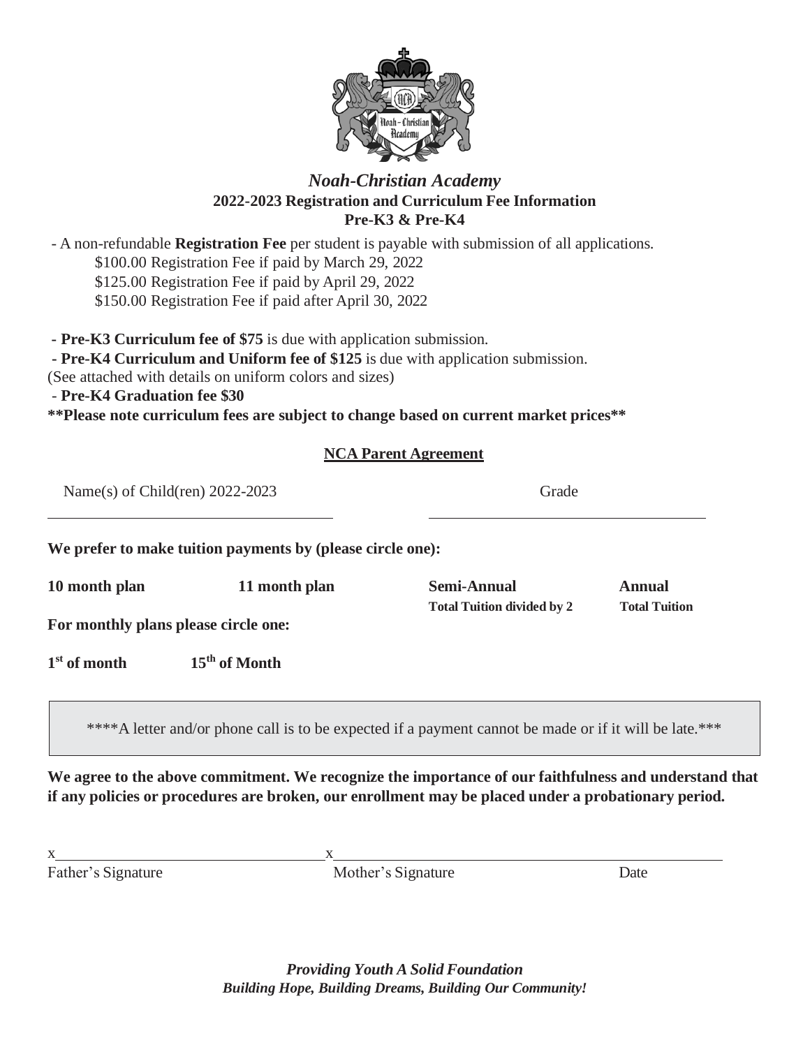# *Noah-Christian Academy*

**2022-2023 Registration and Curriculum Fee Information**
**Pre-K3 & Pre-K4**

- A non-refundable **Registration Fee** per student is payable with submission of all applications.
  - $100.00 Registration Fee if paid by March 29, 2022
  - $125.00 Registration Fee if paid by April 29, 2022
  - $150.00 Registration Fee if paid after April 30, 2022

- **Pre-K3 Curriculum fee of $75** is due with application submission.
- **Pre-K4 Curriculum and Uniform fee of $125** is due with application submission.

(See attached with details on uniform colors and sizes)

- **Pre-K4 Graduation fee $30**

**\*\*Please note curriculum fees are subject to change based on current market prices\*\***

## NCA Parent Agreement

Name(s) of Child(ren) 2022-2023 ______________________ Grade ______________________

**We prefer to make tuition payments by (please circle one):**

**10 month plan** **11 month plan** **Semi-Annual** (**Total Tuition divided by 2**) **Annual** (**Total Tuition**)

**For monthly plans please circle one:**

**1st of month** **15th of Month**

\*\*\*\*A letter and/or phone call is to be expected if a payment cannot be made or if it will be late.\*\*\*

**We agree to the above commitment. We recognize the importance of our faithfulness and understand that if any policies or procedures are broken, our enrollment may be placed under a probationary period.**

x______________________ x______________________

Father's Signature Mother's Signature Date

***Providing Youth A Solid Foundation***
***Building Hope, Building Dreams, Building Our Community!***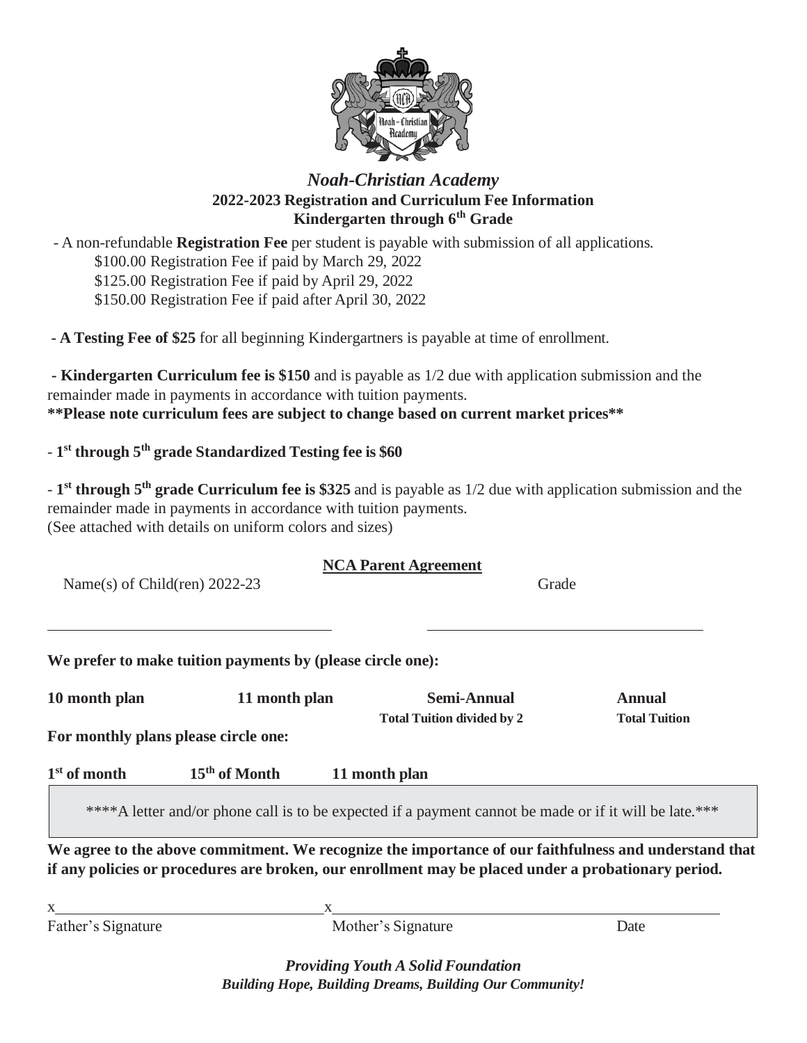# *Noah-Christian Academy*

## 2022-2023 Registration and Curriculum Fee Information
## Kindergarten through 6th Grade

- A non-refundable **Registration Fee** per student is payable with submission of all applications.
  - $100.00 Registration Fee if paid by March 29, 2022
  - $125.00 Registration Fee if paid by April 29, 2022
  - $150.00 Registration Fee if paid after April 30, 2022

- **A Testing Fee of $25** for all beginning Kindergartners is payable at time of enrollment.

- **Kindergarten Curriculum fee is $150** and is payable as 1/2 due with application submission and the remainder made in payments in accordance with tuition payments.

**\*\*Please note curriculum fees are subject to change based on current market prices\*\***

- **1st through 5th grade Standardized Testing fee is $60**

- **1st through 5th grade Curriculum fee is $325** and is payable as 1/2 due with application submission and the remainder made in payments in accordance with tuition payments.

(See attached with details on uniform colors and sizes)

### NCA Parent Agreement

Name(s) of Child(ren) 2022-23 ______________________ Grade ______________________

**We prefer to make tuition payments by (please circle one):**

| 10 month plan | 11 month plan | Semi-Annual<br>Total Tuition divided by 2 | Annual<br>Total Tuition |
|---|---|---|---|

**For monthly plans please circle one:**

**1st of month** &nbsp;&nbsp; **15th of Month** &nbsp;&nbsp; **11 month plan**

\*\*\*\*A letter and/or phone call is to be expected if a payment cannot be made or if it will be late.\*\*\*

**We agree to the above commitment. We recognize the importance of our faithfulness and understand that if any policies or procedures are broken, our enrollment may be placed under a probationary period.**

x______________________ x______________________

Father's Signature &nbsp;&nbsp; Mother's Signature &nbsp;&nbsp; Date

***Providing Youth A Solid Foundation***

***Building Hope, Building Dreams, Building Our Community!***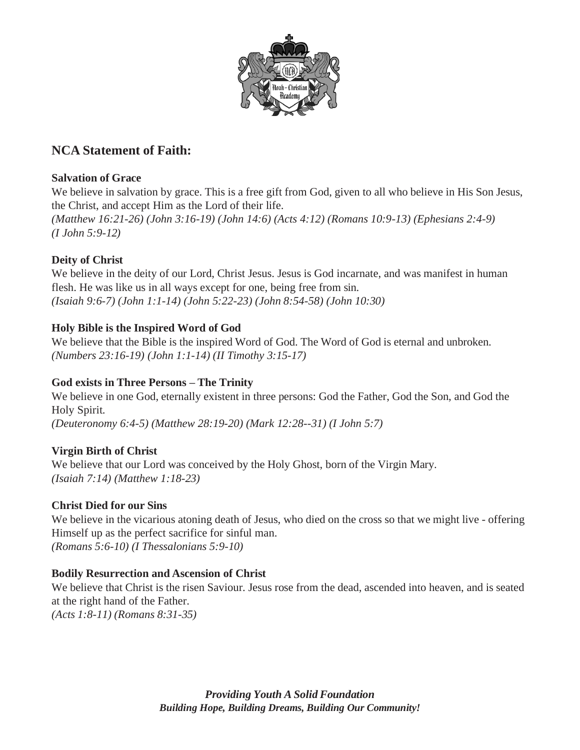## NCA Statement of Faith:

**Salvation of Grace**

We believe in salvation by grace. This is a free gift from God, given to all who believe in His Son Jesus, the Christ, and accept Him as the Lord of their life.
*(Matthew 16:21-26) (John 3:16-19) (John 14:6) (Acts 4:12) (Romans 10:9-13) (Ephesians 2:4-9) (I John 5:9-12)*

**Deity of Christ**

We believe in the deity of our Lord, Christ Jesus. Jesus is God incarnate, and was manifest in human flesh. He was like us in all ways except for one, being free from sin.
*(Isaiah 9:6-7) (John 1:1-14) (John 5:22-23) (John 8:54-58) (John 10:30)*

**Holy Bible is the Inspired Word of God**

We believe that the Bible is the inspired Word of God. The Word of God is eternal and unbroken.
*(Numbers 23:16-19) (John 1:1-14) (II Timothy 3:15-17)*

**God exists in Three Persons – The Trinity**

We believe in one God, eternally existent in three persons: God the Father, God the Son, and God the Holy Spirit.
*(Deuteronomy 6:4-5) (Matthew 28:19-20) (Mark 12:28--31) (I John 5:7)*

**Virgin Birth of Christ**

We believe that our Lord was conceived by the Holy Ghost, born of the Virgin Mary.
*(Isaiah 7:14) (Matthew 1:18-23)*

**Christ Died for our Sins**

We believe in the vicarious atoning death of Jesus, who died on the cross so that we might live - offering Himself up as the perfect sacrifice for sinful man.
*(Romans 5:6-10) (I Thessalonians 5:9-10)*

**Bodily Resurrection and Ascension of Christ**

We believe that Christ is the risen Saviour. Jesus rose from the dead, ascended into heaven, and is seated at the right hand of the Father.
*(Acts 1:8-11) (Romans 8:31-35)*

***Providing Youth A Solid Foundation***
***Building Hope, Building Dreams, Building Our Community!***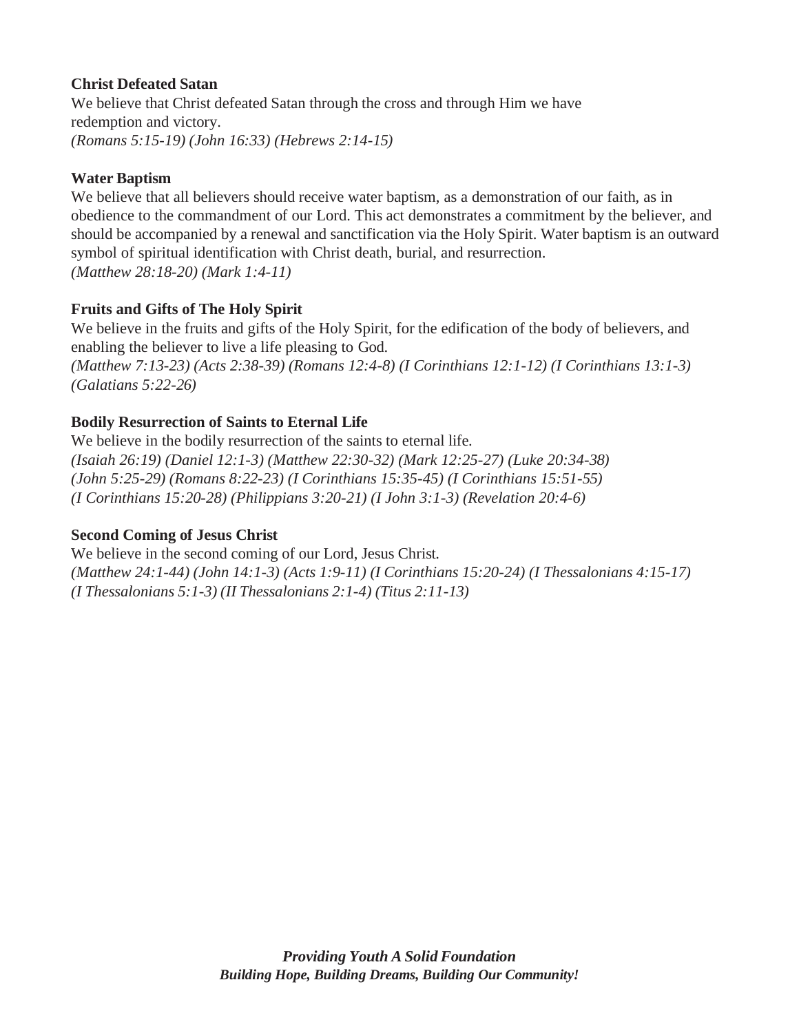**Christ Defeated Satan**

We believe that Christ defeated Satan through the cross and through Him we have redemption and victory.
*(Romans 5:15-19) (John 16:33) (Hebrews 2:14-15)*

**Water Baptism**

We believe that all believers should receive water baptism, as a demonstration of our faith, as in obedience to the commandment of our Lord. This act demonstrates a commitment by the believer, and should be accompanied by a renewal and sanctification via the Holy Spirit. Water baptism is an outward symbol of spiritual identification with Christ death, burial, and resurrection.
*(Matthew 28:18-20) (Mark 1:4-11)*

**Fruits and Gifts of The Holy Spirit**

We believe in the fruits and gifts of the Holy Spirit, for the edification of the body of believers, and enabling the believer to live a life pleasing to God.
*(Matthew 7:13-23) (Acts 2:38-39) (Romans 12:4-8) (I Corinthians 12:1-12) (I Corinthians 13:1-3) (Galatians 5:22-26)*

**Bodily Resurrection of Saints to Eternal Life**

We believe in the bodily resurrection of the saints to eternal life.
*(Isaiah 26:19) (Daniel 12:1-3) (Matthew 22:30-32) (Mark 12:25-27) (Luke 20:34-38) (John 5:25-29) (Romans 8:22-23) (I Corinthians 15:35-45) (I Corinthians 15:51-55) (I Corinthians 15:20-28) (Philippians 3:20-21) (I John 3:1-3) (Revelation 20:4-6)*

**Second Coming of Jesus Christ**

We believe in the second coming of our Lord, Jesus Christ.
*(Matthew 24:1-44) (John 14:1-3) (Acts 1:9-11) (I Corinthians 15:20-24) (I Thessalonians 4:15-17) (I Thessalonians 5:1-3) (II Thessalonians 2:1-4) (Titus 2:11-13)*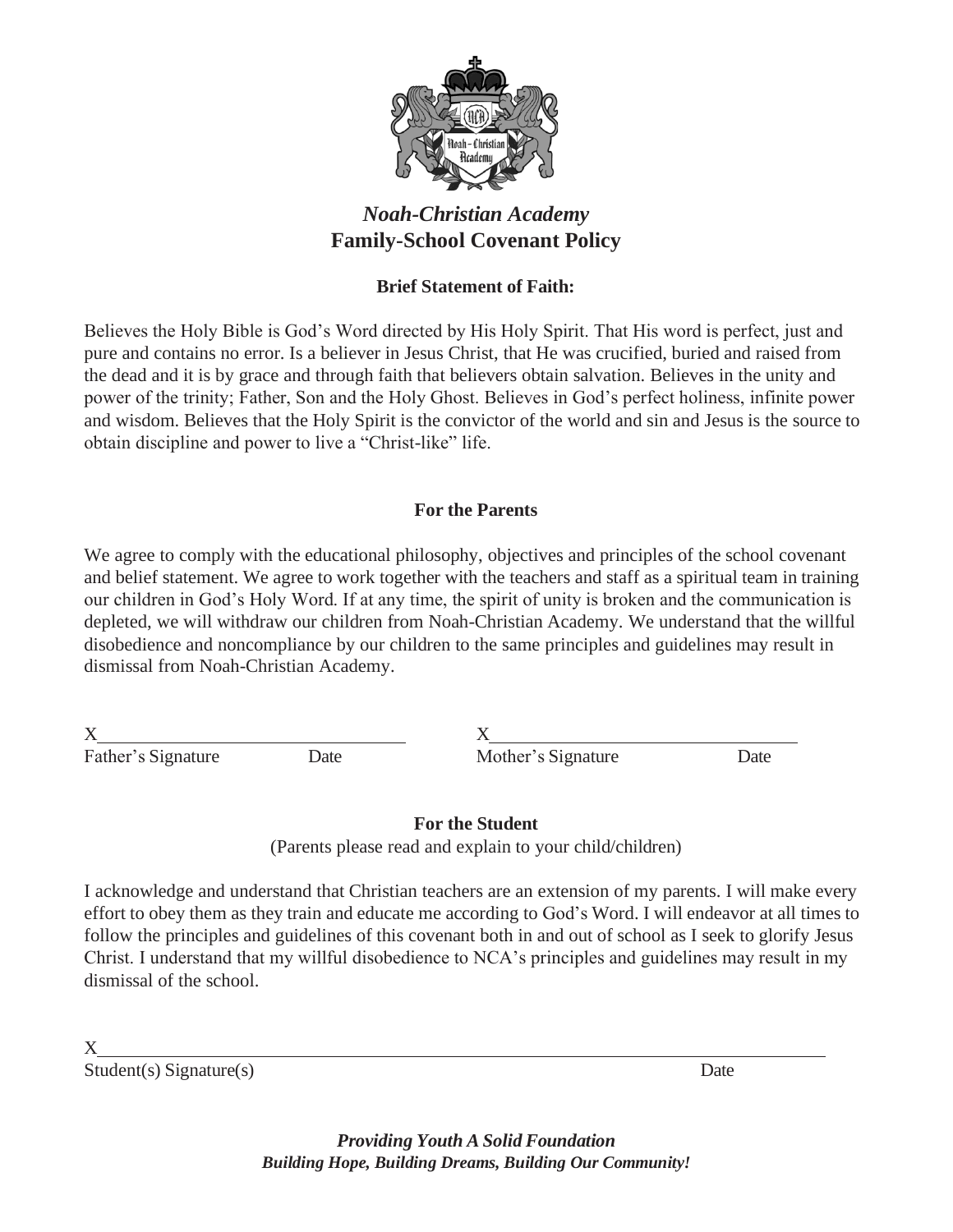*Noah-Christian Academy*

**Family-School Covenant Policy**

**Brief Statement of Faith:**

Believes the Holy Bible is God's Word directed by His Holy Spirit. That His word is perfect, just and pure and contains no error. Is a believer in Jesus Christ, that He was crucified, buried and raised from the dead and it is by grace and through faith that believers obtain salvation. Believes in the unity and power of the trinity; Father, Son and the Holy Ghost. Believes in God's perfect holiness, infinite power and wisdom. Believes that the Holy Spirit is the convictor of the world and sin and Jesus is the source to obtain discipline and power to live a "Christ-like" life.

**For the Parents**

We agree to comply with the educational philosophy, objectives and principles of the school covenant and belief statement. We agree to work together with the teachers and staff as a spiritual team in training our children in God's Holy Word. If at any time, the spirit of unity is broken and the communication is depleted, we will withdraw our children from Noah-Christian Academy. We understand that the willful disobedience and noncompliance by our children to the same principles and guidelines may result in dismissal from Noah-Christian Academy.

X\_\_\_\_\_\_\_\_\_\_\_\_\_\_\_\_\_\_\_\_\_\_\_\_\_\_\_\_\_\_\_\_ X\_\_\_\_\_\_\_\_\_\_\_\_\_\_\_\_\_\_\_\_\_\_\_\_\_\_\_\_\_\_\_\_

Father's Signature Date Mother's Signature Date

**For the Student**

(Parents please read and explain to your child/children)

I acknowledge and understand that Christian teachers are an extension of my parents. I will make every effort to obey them as they train and educate me according to God's Word. I will endeavor at all times to follow the principles and guidelines of this covenant both in and out of school as I seek to glorify Jesus Christ. I understand that my willful disobedience to NCA's principles and guidelines may result in my dismissal of the school.

X\_\_\_\_\_\_\_\_\_\_\_\_\_\_\_\_\_\_\_\_\_\_\_\_\_\_\_\_\_\_\_\_\_\_\_\_\_\_\_\_\_\_\_\_\_\_\_\_\_\_\_\_\_\_\_\_\_\_\_\_\_\_\_\_

Student(s) Signature(s) Date

***Providing Youth A Solid Foundation***

***Building Hope, Building Dreams, Building Our Community!***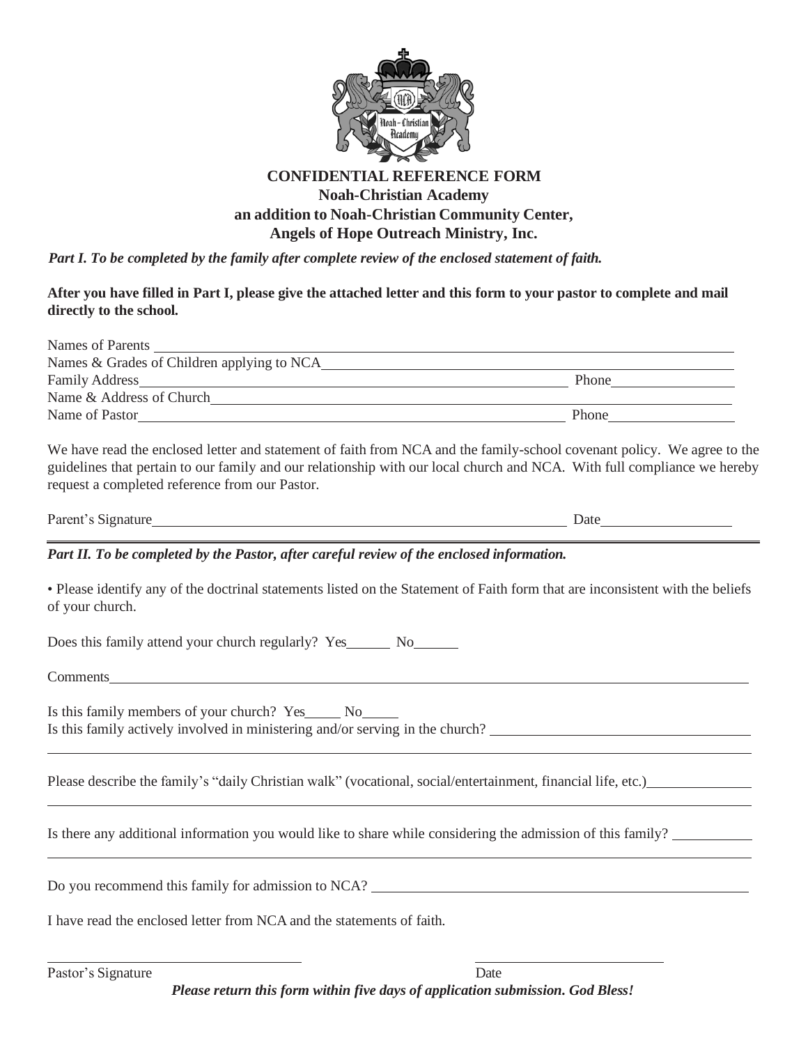# CONFIDENTIAL REFERENCE FORM

**Noah-Christian Academy**
**an addition to Noah-Christian Community Center,**
**Angels of Hope Outreach Ministry, Inc.**

*Part I. To be completed by the family after complete review of the enclosed statement of faith.*

**After you have filled in Part I, please give the attached letter and this form to your pastor to complete and mail directly to the school.**

Names of Parents ______________________________________________

Names & Grades of Children applying to NCA ______________________________________________

Family Address ______________________________________________ Phone ______________

Name & Address of Church ______________________________________________

Name of Pastor ______________________________________________ Phone ______________

We have read the enclosed letter and statement of faith from NCA and the family-school covenant policy. We agree to the guidelines that pertain to our family and our relationship with our local church and NCA. With full compliance we hereby request a completed reference from our Pastor.

Parent's Signature ______________________________________________ Date ______________

---

*Part II. To be completed by the Pastor, after careful review of the enclosed information.*

• Please identify any of the doctrinal statements listed on the Statement of Faith form that are inconsistent with the beliefs of your church.

Does this family attend your church regularly? Yes______ No______

Comments ______________________________________________

Is this family members of your church? Yes_____ No_____

Is this family actively involved in ministering and/or serving in the church? ______________________________________________

Please describe the family's "daily Christian walk" (vocational, social/entertainment, financial life, etc.) ______________________________________________

Is there any additional information you would like to share while considering the admission of this family? ______________________________________________

Do you recommend this family for admission to NCA? ______________________________________________

I have read the enclosed letter from NCA and the statements of faith.

______________________________ ______________________________

Pastor's Signature Date

***Please return this form within five days of application submission. God Bless!***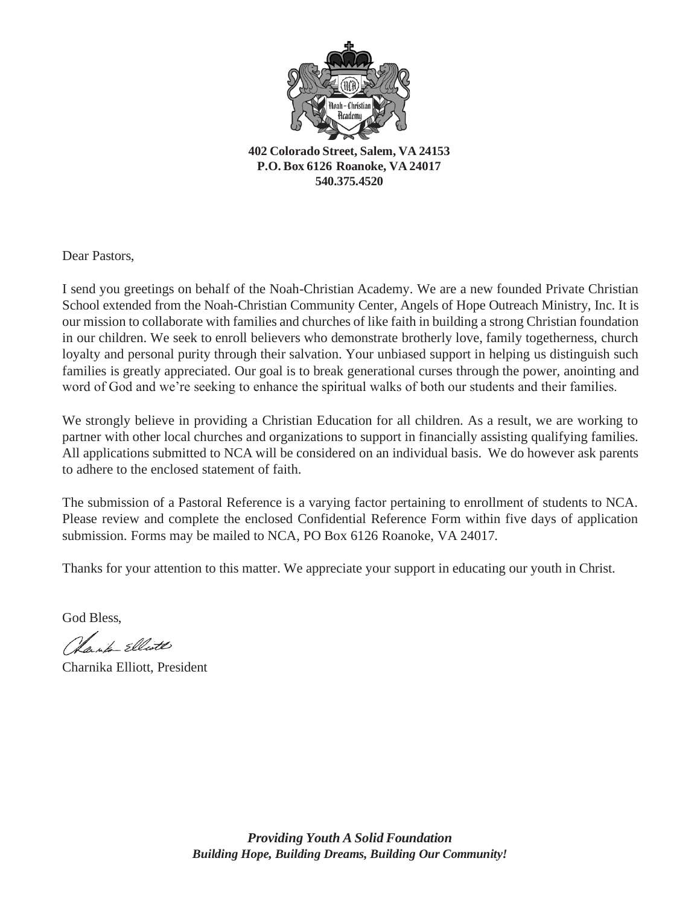**402 Colorado Street, Salem, VA 24153**
**P.O. Box 6126 Roanoke, VA 24017**
**540.375.4520**

Dear Pastors,

I send you greetings on behalf of the Noah-Christian Academy. We are a new founded Private Christian School extended from the Noah-Christian Community Center, Angels of Hope Outreach Ministry, Inc. It is our mission to collaborate with families and churches of like faith in building a strong Christian foundation in our children. We seek to enroll believers who demonstrate brotherly love, family togetherness, church loyalty and personal purity through their salvation. Your unbiased support in helping us distinguish such families is greatly appreciated. Our goal is to break generational curses through the power, anointing and word of God and we're seeking to enhance the spiritual walks of both our students and their families.

We strongly believe in providing a Christian Education for all children. As a result, we are working to partner with other local churches and organizations to support in financially assisting qualifying families. All applications submitted to NCA will be considered on an individual basis. We do however ask parents to adhere to the enclosed statement of faith.

The submission of a Pastoral Reference is a varying factor pertaining to enrollment of students to NCA. Please review and complete the enclosed Confidential Reference Form within five days of application submission. Forms may be mailed to NCA, PO Box 6126 Roanoke, VA 24017.

Thanks for your attention to this matter. We appreciate your support in educating our youth in Christ.

God Bless,

Charnika Elliott, President

***Providing Youth A Solid Foundation***
***Building Hope, Building Dreams, Building Our Community!***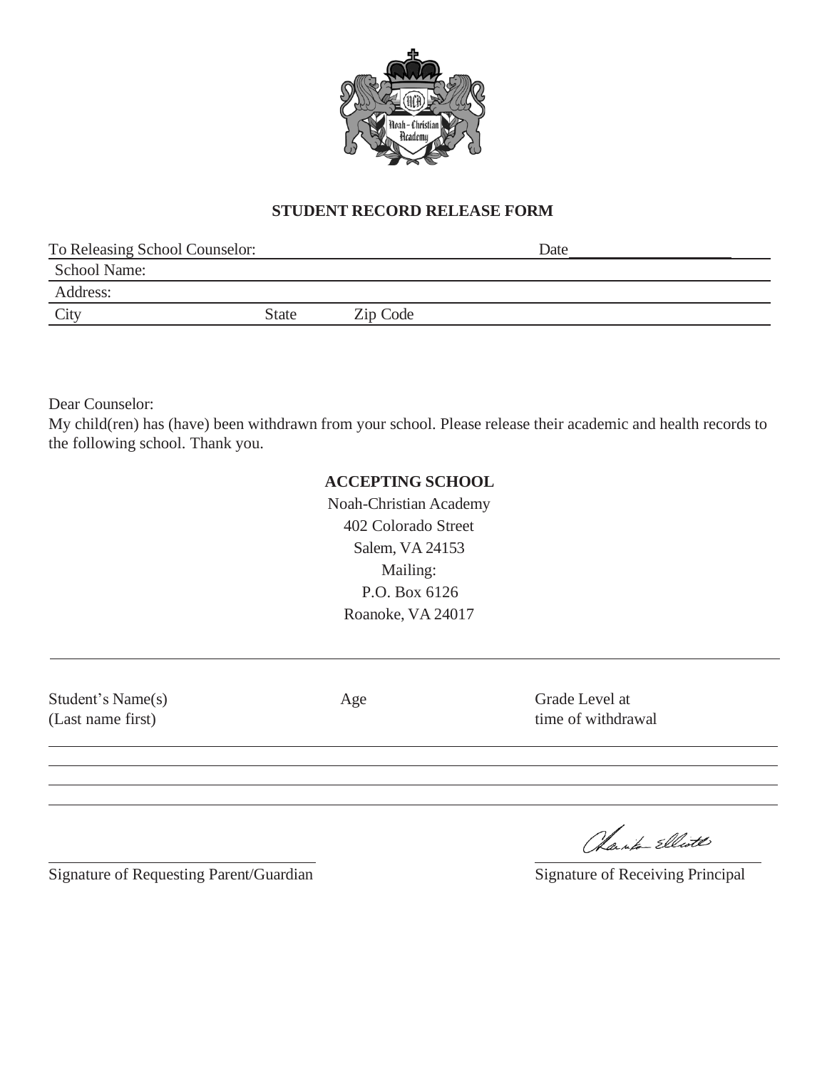## STUDENT RECORD RELEASE FORM

To Releasing School Counselor: Date____________________

School Name:

Address:

City State Zip Code

Dear Counselor:

My child(ren) has (have) been withdrawn from your school. Please release their academic and health records to the following school. Thank you.

**ACCEPTING SCHOOL**

Noah-Christian Academy
402 Colorado Street
Salem, VA 24153
Mailing:
P.O. Box 6126
Roanoke, VA 24017

| Student's Name(s) (Last name first) | Age | Grade Level at time of withdrawal |
| --- | --- | --- |
| | | |
| | | |
| | | |
| | | |

Signature of Requesting Parent/Guardian

Signature of Receiving Principal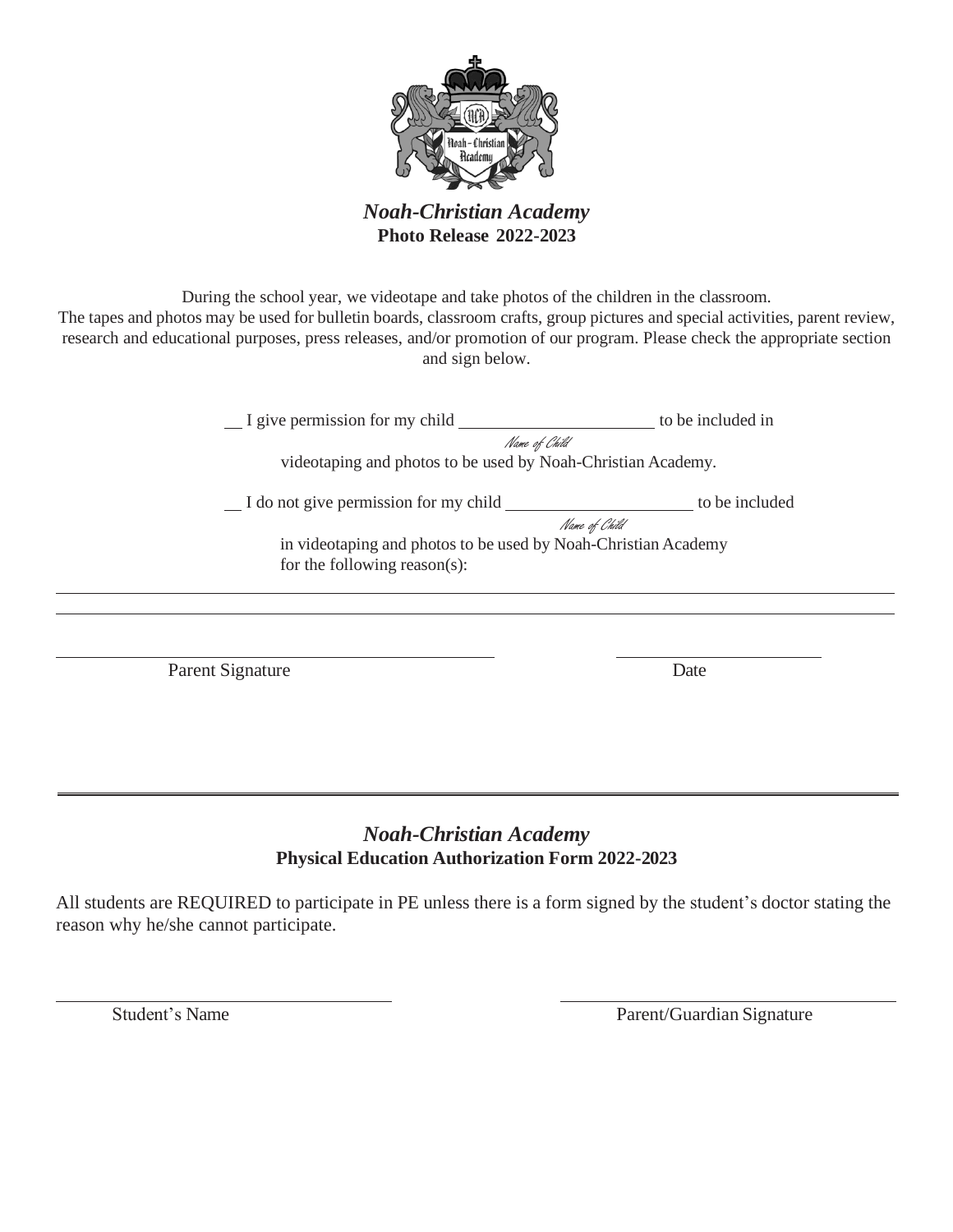*Noah-Christian Academy*

**Photo Release 2022-2023**

During the school year, we videotape and take photos of the children in the classroom. The tapes and photos may be used for bulletin boards, classroom crafts, group pictures and special activities, parent review, research and educational purposes, press releases, and/or promotion of our program. Please check the appropriate section and sign below.

__ I give permission for my child ______________________ to be included in
*Name of Child*
videotaping and photos to be used by Noah-Christian Academy.

__ I do not give permission for my child ______________________ to be included
*Name of Child*
in videotaping and photos to be used by Noah-Christian Academy for the following reason(s):

______________________________________________________________________________

______________________________________________________________________________

______________________________________________ ______________________

Parent Signature Date

---

*Noah-Christian Academy*

**Physical Education Authorization Form 2022-2023**

All students are REQUIRED to participate in PE unless there is a form signed by the student's doctor stating the reason why he/she cannot participate.

______________________________________ ______________________________________

Student's Name Parent/Guardian Signature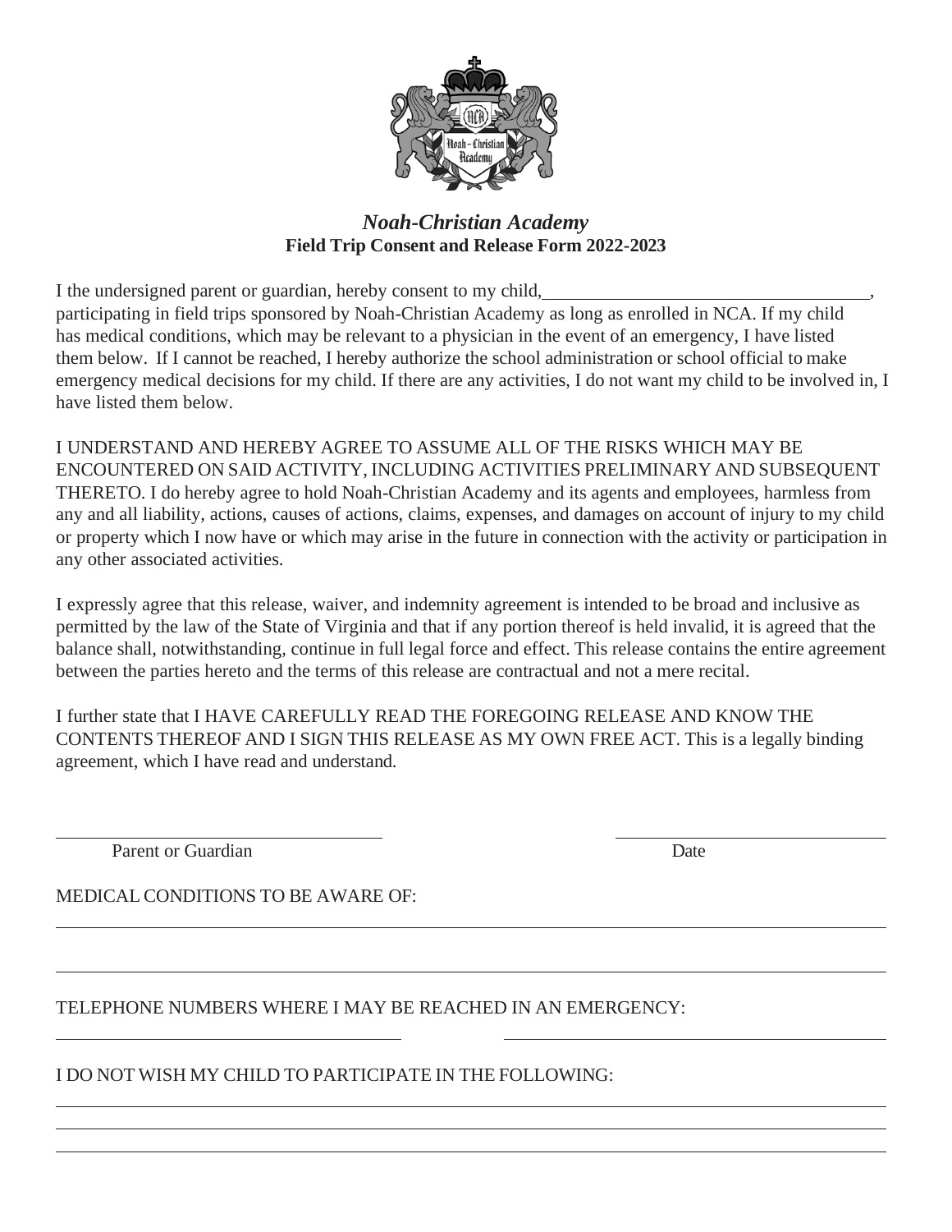## *Noah-Christian Academy*

**Field Trip Consent and Release Form 2022-2023**

I the undersigned parent or guardian, hereby consent to my child, ___________________________________, participating in field trips sponsored by Noah-Christian Academy as long as enrolled in NCA. If my child has medical conditions, which may be relevant to a physician in the event of an emergency, I have listed them below. If I cannot be reached, I hereby authorize the school administration or school official to make emergency medical decisions for my child. If there are any activities, I do not want my child to be involved in, I have listed them below.

I UNDERSTAND AND HEREBY AGREE TO ASSUME ALL OF THE RISKS WHICH MAY BE ENCOUNTERED ON SAID ACTIVITY, INCLUDING ACTIVITIES PRELIMINARY AND SUBSEQUENT THERETO. I do hereby agree to hold Noah-Christian Academy and its agents and employees, harmless from any and all liability, actions, causes of actions, claims, expenses, and damages on account of injury to my child or property which I now have or which may arise in the future in connection with the activity or participation in any other associated activities.

I expressly agree that this release, waiver, and indemnity agreement is intended to be broad and inclusive as permitted by the law of the State of Virginia and that if any portion thereof is held invalid, it is agreed that the balance shall, notwithstanding, continue in full legal force and effect. This release contains the entire agreement between the parties hereto and the terms of this release are contractual and not a mere recital.

I further state that I HAVE CAREFULLY READ THE FOREGOING RELEASE AND KNOW THE CONTENTS THEREOF AND I SIGN THIS RELEASE AS MY OWN FREE ACT. This is a legally binding agreement, which I have read and understand.

___________________________________ ___________________________________

Parent or Guardian Date

MEDICAL CONDITIONS TO BE AWARE OF:

_____________________________________________________________________________________

_____________________________________________________________________________________

TELEPHONE NUMBERS WHERE I MAY BE REACHED IN AN EMERGENCY:

___________________________________ ___________________________________

I DO NOT WISH MY CHILD TO PARTICIPATE IN THE FOLLOWING:

_____________________________________________________________________________________

_____________________________________________________________________________________

_____________________________________________________________________________________